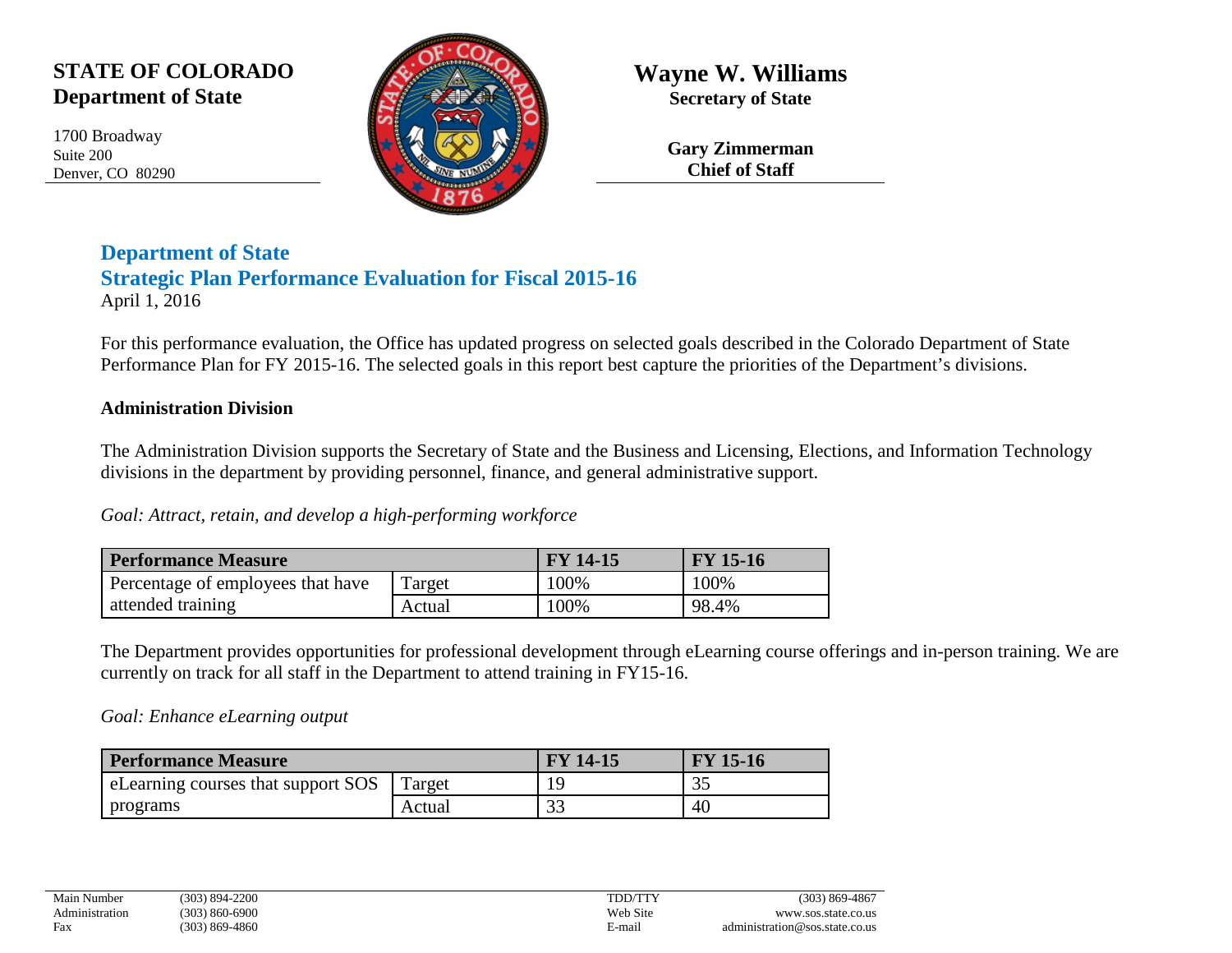**STATE OF COLORADO**
**Department of State**

1700 Broadway
Suite 200
Denver, CO 80290

**Wayne W. Williams**
**Secretary of State**

**Gary Zimmerman**
**Chief of Staff**

## Department of State
## Strategic Plan Performance Evaluation for Fiscal 2015-16

April 1, 2016

For this performance evaluation, the Office has updated progress on selected goals described in the Colorado Department of State Performance Plan for FY 2015-16. The selected goals in this report best capture the priorities of the Department's divisions.

### Administration Division

The Administration Division supports the Secretary of State and the Business and Licensing, Elections, and Information Technology divisions in the department by providing personnel, finance, and general administrative support.

*Goal: Attract, retain, and develop a high-performing workforce*

| Performance Measure | | FY 14-15 | FY 15-16 |
|---|---|---|---|
| Percentage of employees that have attended training | Target | 100% | 100% |
| | Actual | 100% | 98.4% |

The Department provides opportunities for professional development through eLearning course offerings and in-person training. We are currently on track for all staff in the Department to attend training in FY15-16.

*Goal: Enhance eLearning output*

| Performance Measure | | FY 14-15 | FY 15-16 |
|---|---|---|---|
| eLearning courses that support SOS programs | Target | 19 | 35 |
| | Actual | 33 | 40 |

| | | | |
|---|---|---|---|
| Main Number | (303) 894-2200 | TDD/TTY | (303) 869-4867 |
| Administration | (303) 860-6900 | Web Site | www.sos.state.co.us |
| Fax | (303) 869-4860 | E-mail | administration@sos.state.co.us |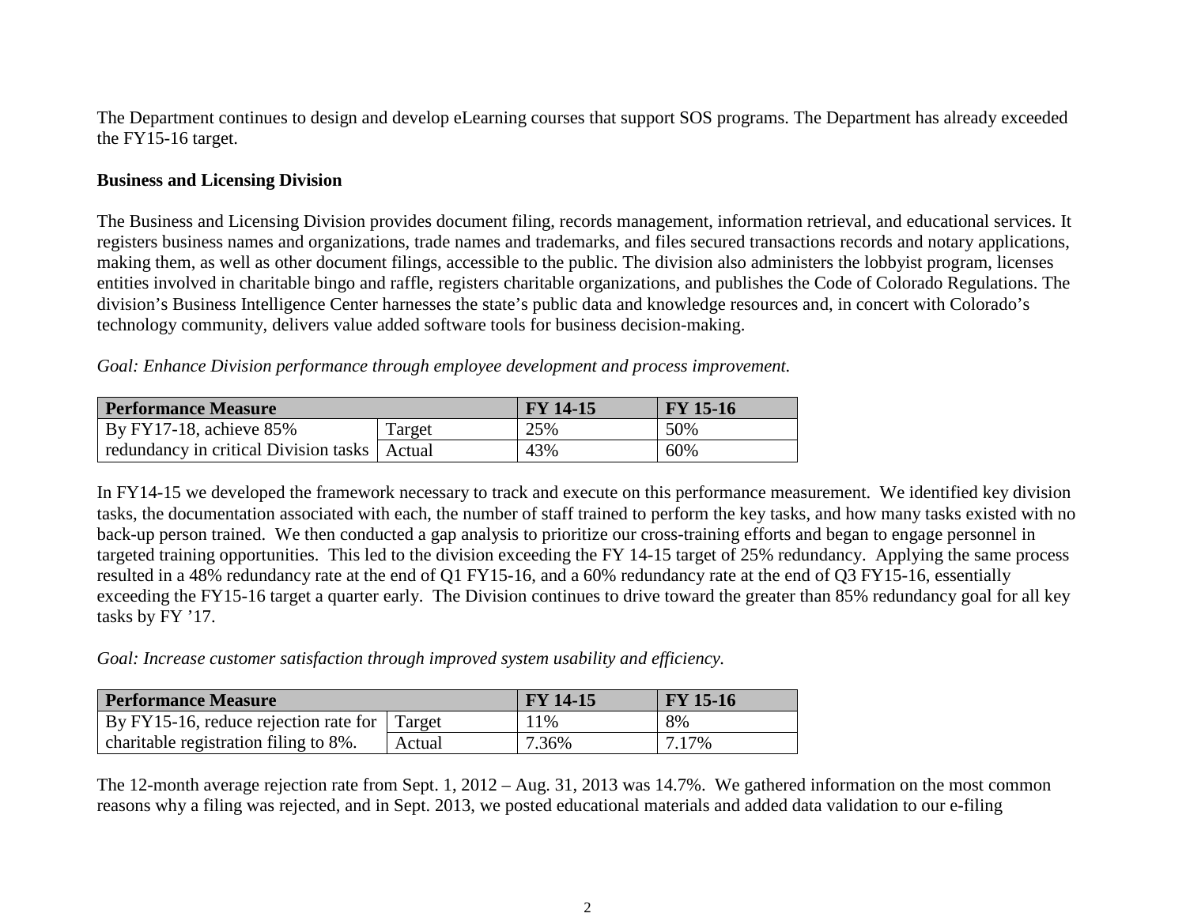The Department continues to design and develop eLearning courses that support SOS programs. The Department has already exceeded the FY15-16 target.

**Business and Licensing Division**

The Business and Licensing Division provides document filing, records management, information retrieval, and educational services. It registers business names and organizations, trade names and trademarks, and files secured transactions records and notary applications, making them, as well as other document filings, accessible to the public. The division also administers the lobbyist program, licenses entities involved in charitable bingo and raffle, registers charitable organizations, and publishes the Code of Colorado Regulations. The division's Business Intelligence Center harnesses the state's public data and knowledge resources and, in concert with Colorado's technology community, delivers value added software tools for business decision-making.

*Goal: Enhance Division performance through employee development and process improvement.*

| Performance Measure | | FY 14-15 | FY 15-16 |
|---|---|---|---|
| By FY17-18, achieve 85% redundancy in critical Division tasks | Target | 25% | 50% |
| | Actual | 43% | 60% |

In FY14-15 we developed the framework necessary to track and execute on this performance measurement. We identified key division tasks, the documentation associated with each, the number of staff trained to perform the key tasks, and how many tasks existed with no back-up person trained. We then conducted a gap analysis to prioritize our cross-training efforts and began to engage personnel in targeted training opportunities. This led to the division exceeding the FY 14-15 target of 25% redundancy. Applying the same process resulted in a 48% redundancy rate at the end of Q1 FY15-16, and a 60% redundancy rate at the end of Q3 FY15-16, essentially exceeding the FY15-16 target a quarter early. The Division continues to drive toward the greater than 85% redundancy goal for all key tasks by FY '17.

*Goal: Increase customer satisfaction through improved system usability and efficiency.*

| Performance Measure | | FY 14-15 | FY 15-16 |
|---|---|---|---|
| By FY15-16, reduce rejection rate for charitable registration filing to 8%. | Target | 11% | 8% |
| | Actual | 7.36% | 7.17% |

The 12-month average rejection rate from Sept. 1, 2012 – Aug. 31, 2013 was 14.7%. We gathered information on the most common reasons why a filing was rejected, and in Sept. 2013, we posted educational materials and added data validation to our e-filing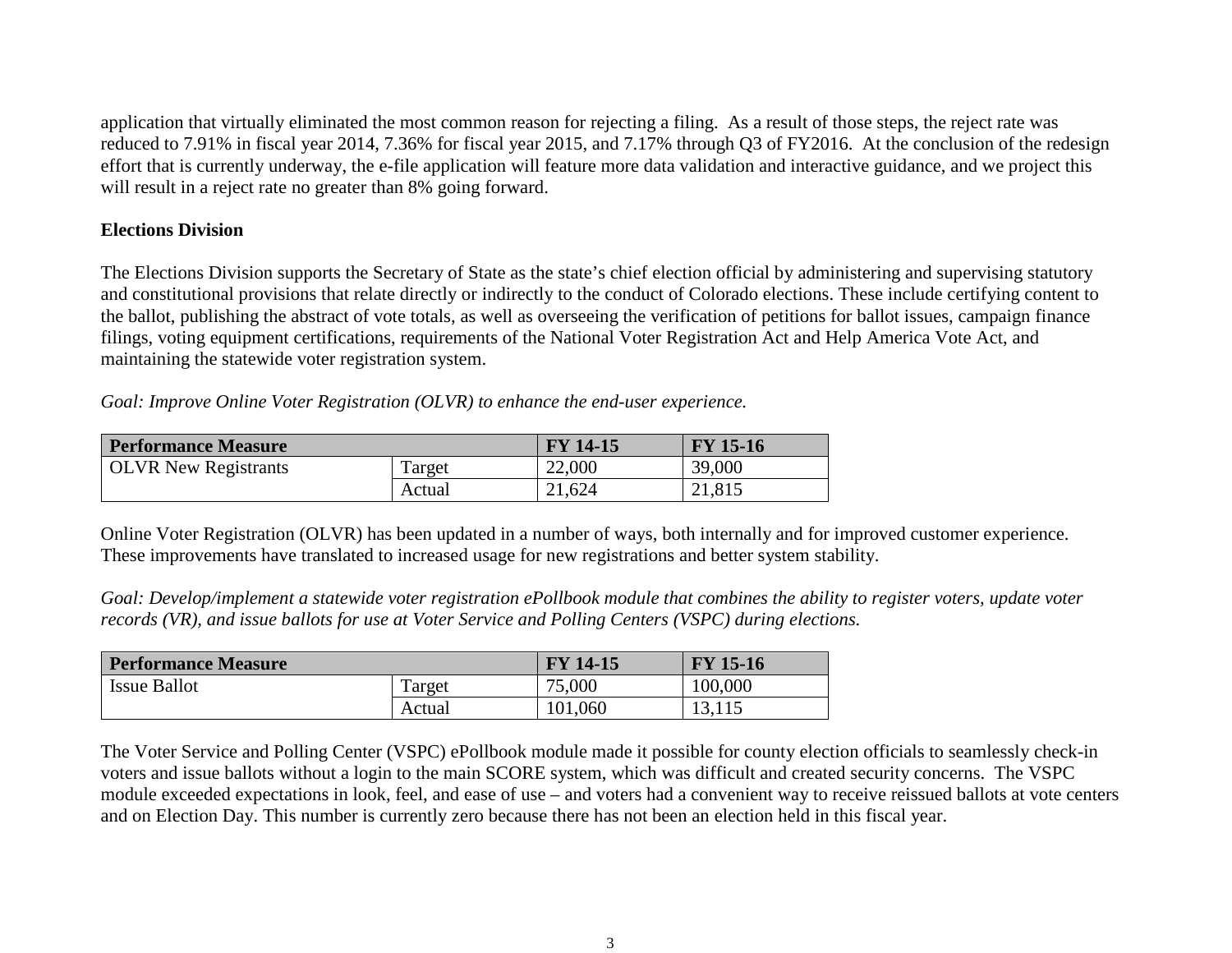application that virtually eliminated the most common reason for rejecting a filing.  As a result of those steps, the reject rate was reduced to 7.91% in fiscal year 2014, 7.36% for fiscal year 2015, and 7.17% through Q3 of FY2016.  At the conclusion of the redesign effort that is currently underway, the e-file application will feature more data validation and interactive guidance, and we project this will result in a reject rate no greater than 8% going forward.

**Elections Division**

The Elections Division supports the Secretary of State as the state's chief election official by administering and supervising statutory and constitutional provisions that relate directly or indirectly to the conduct of Colorado elections. These include certifying content to the ballot, publishing the abstract of vote totals, as well as overseeing the verification of petitions for ballot issues, campaign finance filings, voting equipment certifications, requirements of the National Voter Registration Act and Help America Vote Act, and maintaining the statewide voter registration system.

*Goal: Improve Online Voter Registration (OLVR) to enhance the end-user experience.*

| Performance Measure | | FY 14-15 | FY 15-16 |
|---|---|---|---|
| OLVR New Registrants | Target | 22,000 | 39,000 |
| | Actual | 21,624 | 21,815 |

Online Voter Registration (OLVR) has been updated in a number of ways, both internally and for improved customer experience. These improvements have translated to increased usage for new registrations and better system stability.

*Goal: Develop/implement a statewide voter registration ePollbook module that combines the ability to register voters, update voter records (VR), and issue ballots for use at Voter Service and Polling Centers (VSPC) during elections.*

| Performance Measure | | FY 14-15 | FY 15-16 |
|---|---|---|---|
| Issue Ballot | Target | 75,000 | 100,000 |
| | Actual | 101,060 | 13,115 |

The Voter Service and Polling Center (VSPC) ePollbook module made it possible for county election officials to seamlessly check-in voters and issue ballots without a login to the main SCORE system, which was difficult and created security concerns.  The VSPC module exceeded expectations in look, feel, and ease of use – and voters had a convenient way to receive reissued ballots at vote centers and on Election Day. This number is currently zero because there has not been an election held in this fiscal year.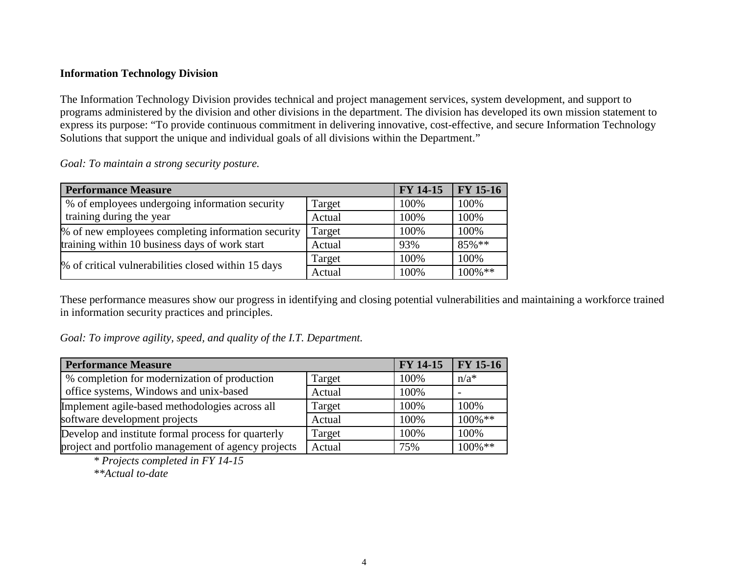**Information Technology Division**

The Information Technology Division provides technical and project management services, system development, and support to programs administered by the division and other divisions in the department. The division has developed its own mission statement to express its purpose: "To provide continuous commitment in delivering innovative, cost-effective, and secure Information Technology Solutions that support the unique and individual goals of all divisions within the Department."

*Goal: To maintain a strong security posture.*

| Performance Measure | | FY 14-15 | FY 15-16 |
|---|---|---|---|
| % of employees undergoing information security training during the year | Target | 100% | 100% |
| | Actual | 100% | 100% |
| % of new employees completing information security training within 10 business days of work start | Target | 100% | 100% |
| | Actual | 93% | 85%** |
| % of critical vulnerabilities closed within 15 days | Target | 100% | 100% |
| | Actual | 100% | 100%** |

These performance measures show our progress in identifying and closing potential vulnerabilities and maintaining a workforce trained in information security practices and principles.

*Goal: To improve agility, speed, and quality of the I.T. Department.*

| Performance Measure | | FY 14-15 | FY 15-16 |
|---|---|---|---|
| % completion for modernization of production office systems, Windows and unix-based | Target | 100% | n/a* |
| | Actual | 100% | - |
| Implement agile-based methodologies across all software development projects | Target | 100% | 100% |
| | Actual | 100% | 100%** |
| Develop and institute formal process for quarterly project and portfolio management of agency projects | Target | 100% | 100% |
| | Actual | 75% | 100%** |

*\* Projects completed in FY 14-15*

*\*\*Actual to-date*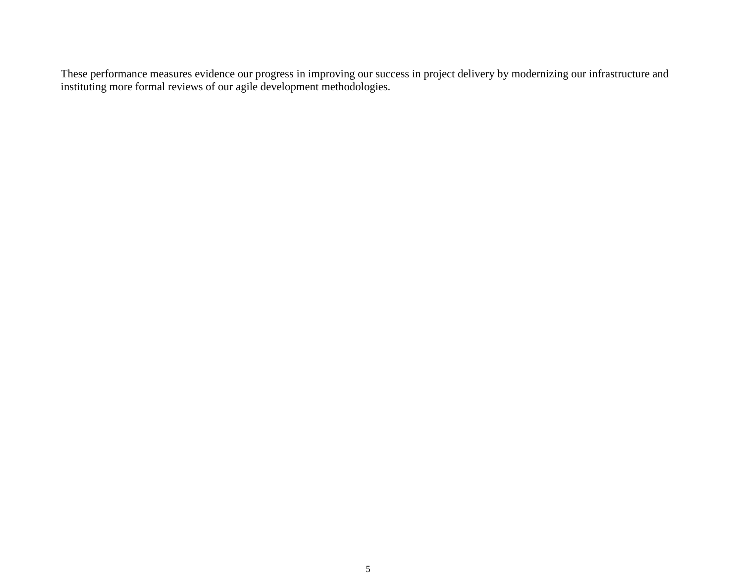These performance measures evidence our progress in improving our success in project delivery by modernizing our infrastructure and instituting more formal reviews of our agile development methodologies.